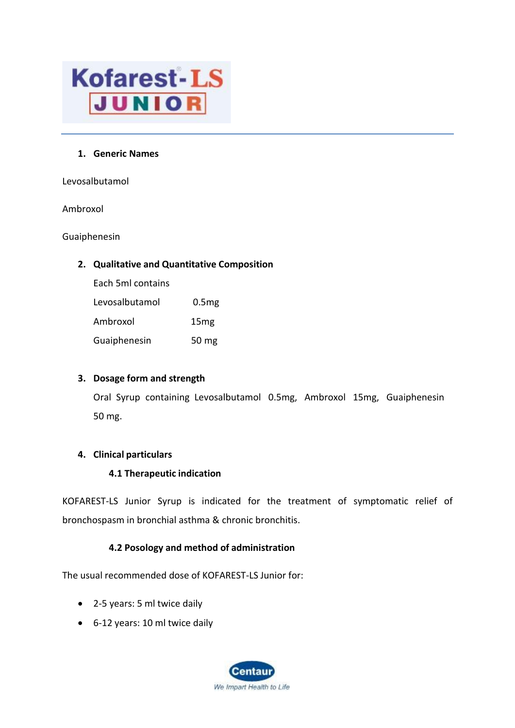# Kofarest-LS JUNIOR

## 1. Generic Names

Levosalbutamol

Ambroxol

Guaiphenesin

## 2. Qualitative and Quantitative Composition

Each 5ml contains

| | |
|---|---|
| Levosalbutamol | 0.5mg |
| Ambroxol | 15mg |
| Guaiphenesin | 50 mg |

## 3. Dosage form and strength

Oral Syrup containing Levosalbutamol 0.5mg, Ambroxol 15mg, Guaiphenesin 50 mg.

## 4. Clinical particulars

### 4.1 Therapeutic indication

KOFAREST-LS Junior Syrup is indicated for the treatment of symptomatic relief of bronchospasm in bronchial asthma & chronic bronchitis.

### 4.2 Posology and method of administration

The usual recommended dose of KOFAREST-LS Junior for:

- 2-5 years: 5 ml twice daily
- 6-12 years: 10 ml twice daily

Centaur
We Impart Health to Life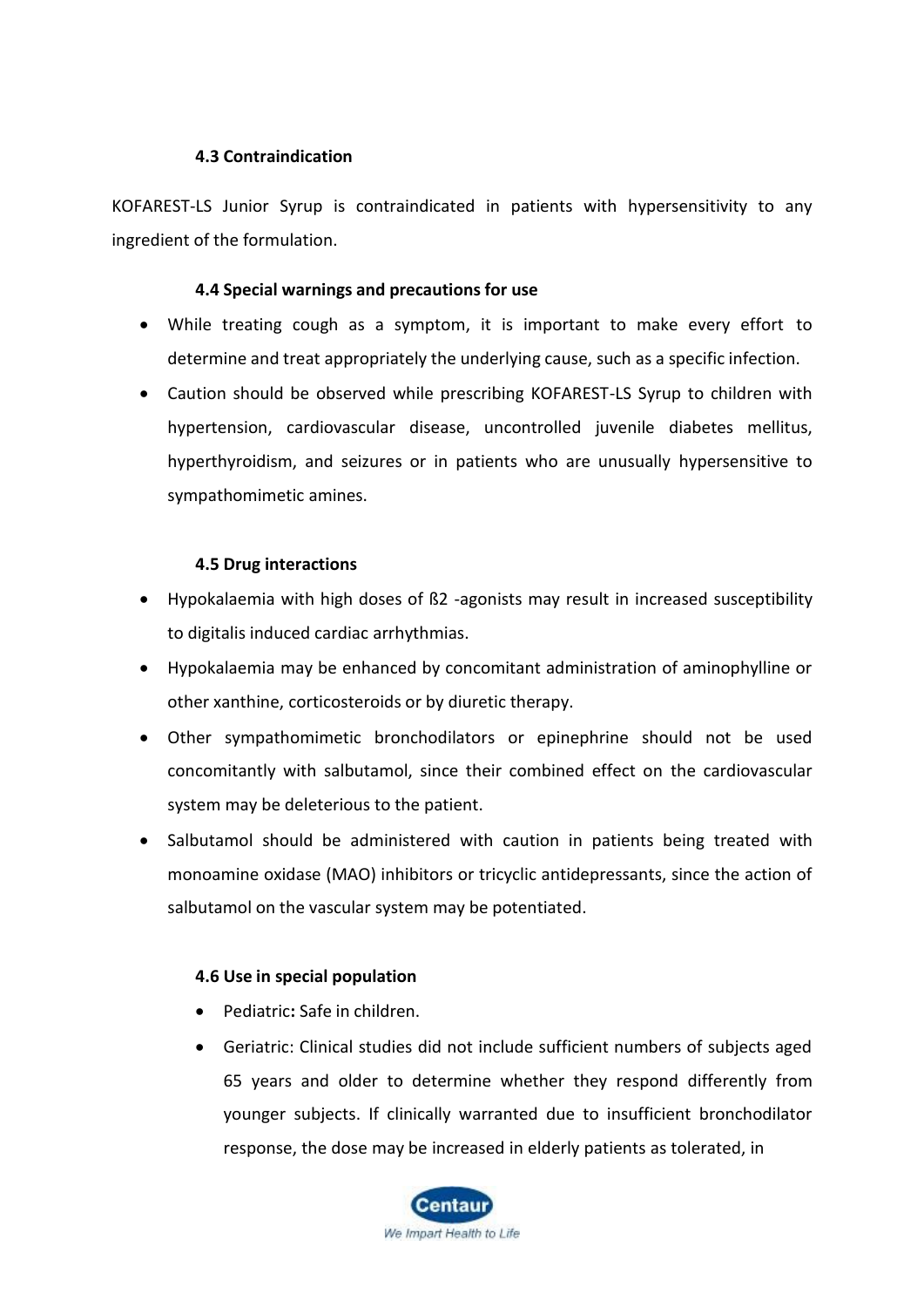### 4.3 Contraindication

KOFAREST-LS Junior Syrup is contraindicated in patients with hypersensitivity to any ingredient of the formulation.

### 4.4 Special warnings and precautions for use

- While treating cough as a symptom, it is important to make every effort to determine and treat appropriately the underlying cause, such as a specific infection.
- Caution should be observed while prescribing KOFAREST-LS Syrup to children with hypertension, cardiovascular disease, uncontrolled juvenile diabetes mellitus, hyperthyroidism, and seizures or in patients who are unusually hypersensitive to sympathomimetic amines.

### 4.5 Drug interactions

- Hypokalaemia with high doses of ß2 -agonists may result in increased susceptibility to digitalis induced cardiac arrhythmias.
- Hypokalaemia may be enhanced by concomitant administration of aminophylline or other xanthine, corticosteroids or by diuretic therapy.
- Other sympathomimetic bronchodilators or epinephrine should not be used concomitantly with salbutamol, since their combined effect on the cardiovascular system may be deleterious to the patient.
- Salbutamol should be administered with caution in patients being treated with monoamine oxidase (MAO) inhibitors or tricyclic antidepressants, since the action of salbutamol on the vascular system may be potentiated.

### 4.6 Use in special population

- Pediatric**:** Safe in children.
- Geriatric: Clinical studies did not include sufficient numbers of subjects aged 65 years and older to determine whether they respond differently from younger subjects. If clinically warranted due to insufficient bronchodilator response, the dose may be increased in elderly patients as tolerated, in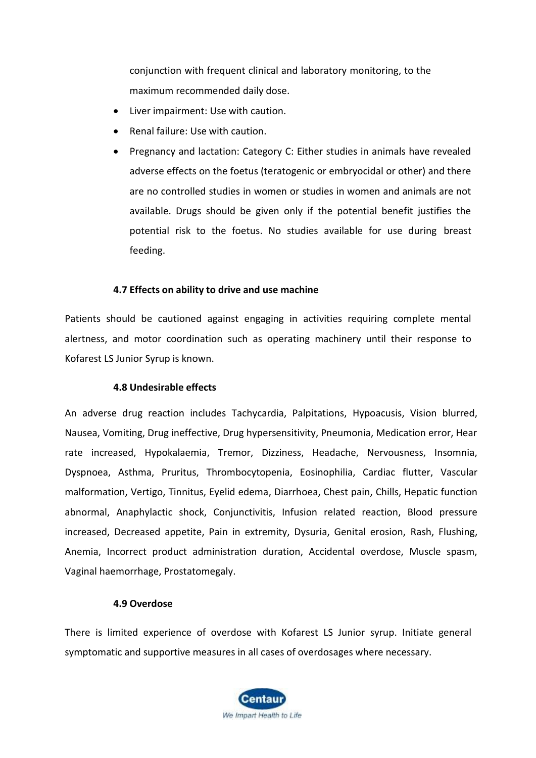conjunction with frequent clinical and laboratory monitoring, to the maximum recommended daily dose.

- Liver impairment: Use with caution.
- Renal failure: Use with caution.
- Pregnancy and lactation: Category C: Either studies in animals have revealed adverse effects on the foetus (teratogenic or embryocidal or other) and there are no controlled studies in women or studies in women and animals are not available. Drugs should be given only if the potential benefit justifies the potential risk to the foetus. No studies available for use during breast feeding.

### 4.7 Effects on ability to drive and use machine

Patients should be cautioned against engaging in activities requiring complete mental alertness, and motor coordination such as operating machinery until their response to Kofarest LS Junior Syrup is known.

### 4.8 Undesirable effects

An adverse drug reaction includes Tachycardia, Palpitations, Hypoacusis, Vision blurred, Nausea, Vomiting, Drug ineffective, Drug hypersensitivity, Pneumonia, Medication error, Hear rate increased, Hypokalaemia, Tremor, Dizziness, Headache, Nervousness, Insomnia, Dyspnoea, Asthma, Pruritus, Thrombocytopenia, Eosinophilia, Cardiac flutter, Vascular malformation, Vertigo, Tinnitus, Eyelid edema, Diarrhoea, Chest pain, Chills, Hepatic function abnormal, Anaphylactic shock, Conjunctivitis, Infusion related reaction, Blood pressure increased, Decreased appetite, Pain in extremity, Dysuria, Genital erosion, Rash, Flushing, Anemia, Incorrect product administration duration, Accidental overdose, Muscle spasm, Vaginal haemorrhage, Prostatomegaly.

### 4.9 Overdose

There is limited experience of overdose with Kofarest LS Junior syrup. Initiate general symptomatic and supportive measures in all cases of overdosages where necessary.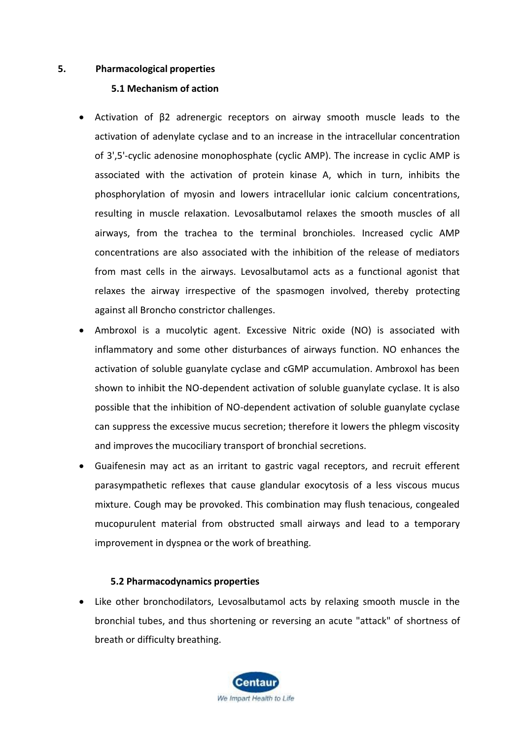## 5. Pharmacological properties

### 5.1 Mechanism of action

- Activation of β2 adrenergic receptors on airway smooth muscle leads to the activation of adenylate cyclase and to an increase in the intracellular concentration of 3',5'-cyclic adenosine monophosphate (cyclic AMP). The increase in cyclic AMP is associated with the activation of protein kinase A, which in turn, inhibits the phosphorylation of myosin and lowers intracellular ionic calcium concentrations, resulting in muscle relaxation. Levosalbutamol relaxes the smooth muscles of all airways, from the trachea to the terminal bronchioles. Increased cyclic AMP concentrations are also associated with the inhibition of the release of mediators from mast cells in the airways. Levosalbutamol acts as a functional agonist that relaxes the airway irrespective of the spasmogen involved, thereby protecting against all Broncho constrictor challenges.
- Ambroxol is a mucolytic agent. Excessive Nitric oxide (NO) is associated with inflammatory and some other disturbances of airways function. NO enhances the activation of soluble guanylate cyclase and cGMP accumulation. Ambroxol has been shown to inhibit the NO-dependent activation of soluble guanylate cyclase. It is also possible that the inhibition of NO-dependent activation of soluble guanylate cyclase can suppress the excessive mucus secretion; therefore it lowers the phlegm viscosity and improves the mucociliary transport of bronchial secretions.
- Guaifenesin may act as an irritant to gastric vagal receptors, and recruit efferent parasympathetic reflexes that cause glandular exocytosis of a less viscous mucus mixture. Cough may be provoked. This combination may flush tenacious, congealed mucopurulent material from obstructed small airways and lead to a temporary improvement in dyspnea or the work of breathing.

### 5.2 Pharmacodynamics properties

- Like other bronchodilators, Levosalbutamol acts by relaxing smooth muscle in the bronchial tubes, and thus shortening or reversing an acute "attack" of shortness of breath or difficulty breathing.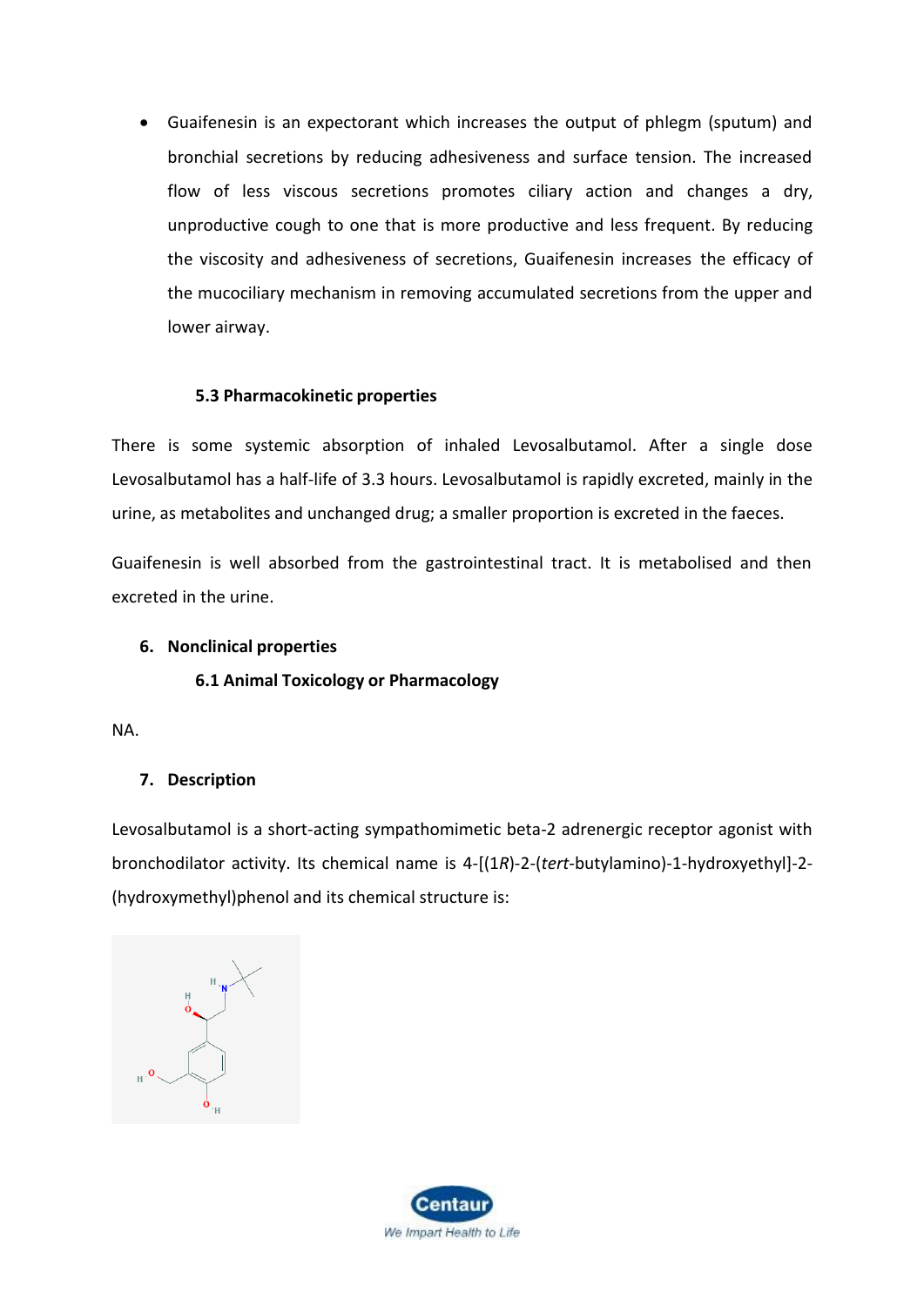- Guaifenesin is an expectorant which increases the output of phlegm (sputum) and bronchial secretions by reducing adhesiveness and surface tension. The increased flow of less viscous secretions promotes ciliary action and changes a dry, unproductive cough to one that is more productive and less frequent. By reducing the viscosity and adhesiveness of secretions, Guaifenesin increases the efficacy of the mucociliary mechanism in removing accumulated secretions from the upper and lower airway.

### 5.3 Pharmacokinetic properties

There is some systemic absorption of inhaled Levosalbutamol. After a single dose Levosalbutamol has a half-life of 3.3 hours. Levosalbutamol is rapidly excreted, mainly in the urine, as metabolites and unchanged drug; a smaller proportion is excreted in the faeces.

Guaifenesin is well absorbed from the gastrointestinal tract. It is metabolised and then excreted in the urine.

## 6. Nonclinical properties

### 6.1 Animal Toxicology or Pharmacology

NA.

## 7. Description

Levosalbutamol is a short-acting sympathomimetic beta-2 adrenergic receptor agonist with bronchodilator activity. Its chemical name is 4-[(1*R*)-2-(*tert*-butylamino)-1-hydroxyethyl]-2-(hydroxymethyl)phenol and its chemical structure is: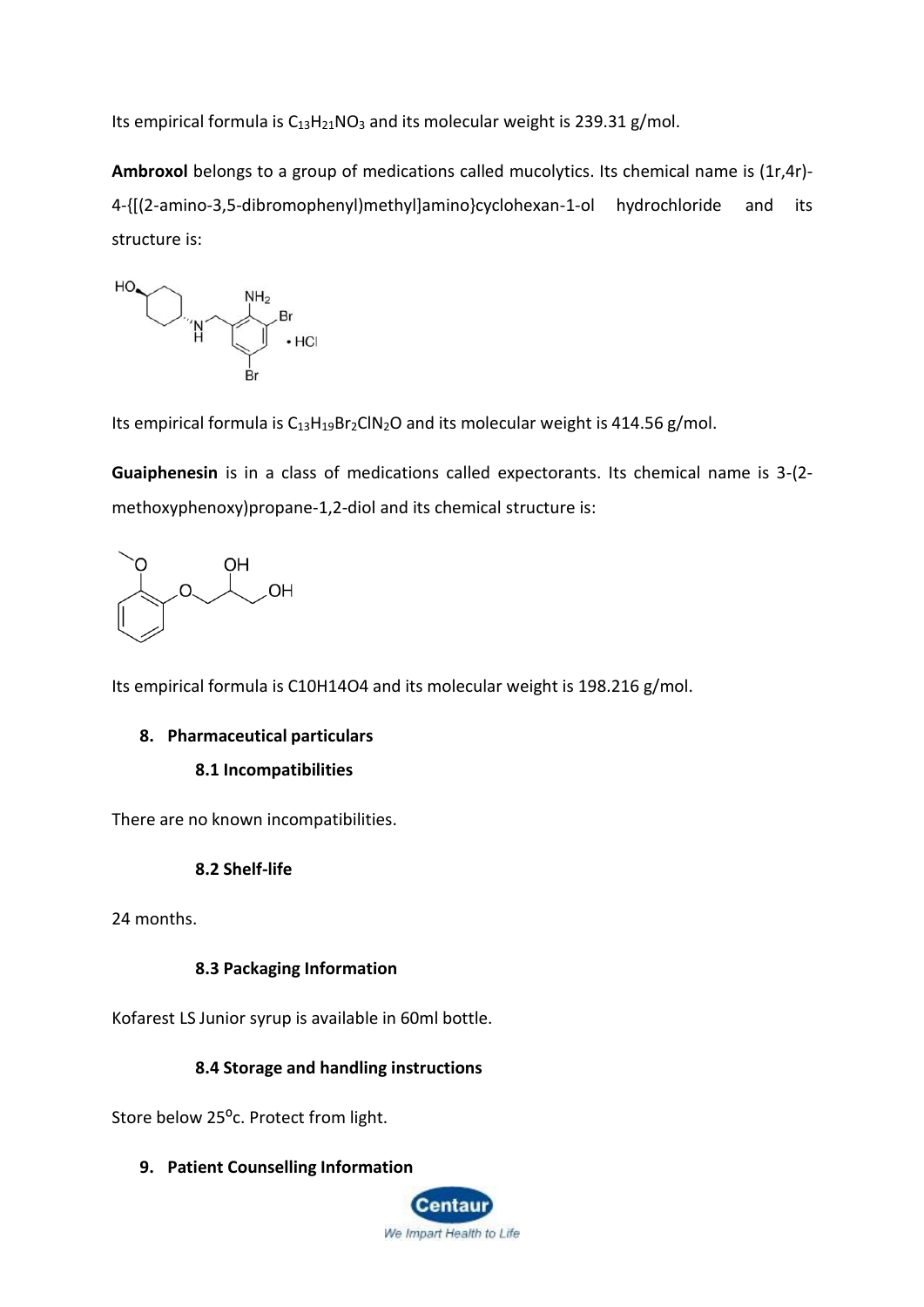Its empirical formula is $C_{13}H_{21}NO_3$ and its molecular weight is 239.31 g/mol.

**Ambroxol** belongs to a group of medications called mucolytics. Its chemical name is (1r,4r)-4-{[(2-amino-3,5-dibromophenyl)methyl]amino}cyclohexan-1-ol hydrochloride and its structure is:

Its empirical formula is $C_{13}H_{19}Br_2ClN_2O$ and its molecular weight is 414.56 g/mol.

**Guaiphenesin** is in a class of medications called expectorants. Its chemical name is 3-(2-methoxyphenoxy)propane-1,2-diol and its chemical structure is:

Its empirical formula is C10H14O4 and its molecular weight is 198.216 g/mol.

## 8. Pharmaceutical particulars

### 8.1 Incompatibilities

There are no known incompatibilities.

### 8.2 Shelf-life

24 months.

### 8.3 Packaging Information

Kofarest LS Junior syrup is available in 60ml bottle.

### 8.4 Storage and handling instructions

Store below 25$^{0}$c. Protect from light.

## 9. Patient Counselling Information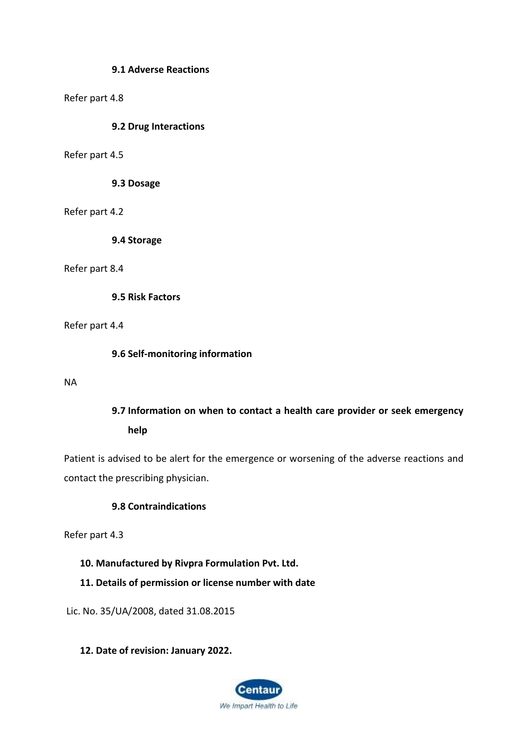### 9.1 Adverse Reactions

Refer part 4.8

### 9.2 Drug Interactions

Refer part 4.5

### 9.3 Dosage

Refer part 4.2

### 9.4 Storage

Refer part 8.4

### 9.5 Risk Factors

Refer part 4.4

### 9.6 Self-monitoring information

NA

### 9.7 Information on when to contact a health care provider or seek emergency help

Patient is advised to be alert for the emergence or worsening of the adverse reactions and contact the prescribing physician.

### 9.8 Contraindications

Refer part 4.3

## 10. Manufactured by Rivpra Formulation Pvt. Ltd.

## 11. Details of permission or license number with date

Lic. No. 35/UA/2008, dated 31.08.2015

## 12. Date of revision: January 2022.

Centaur

We Impart Health to Life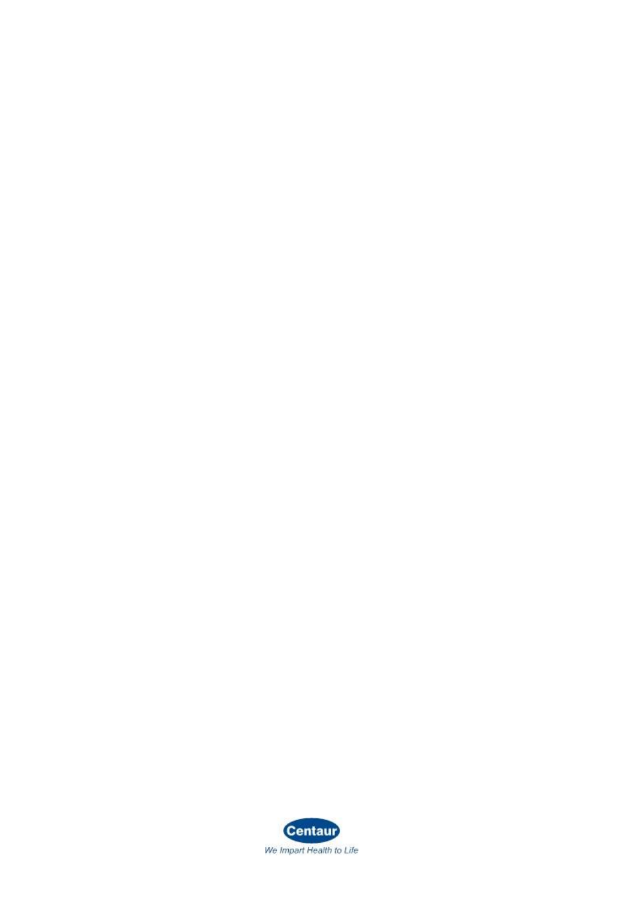Centaur

*We Impart Health to Life*